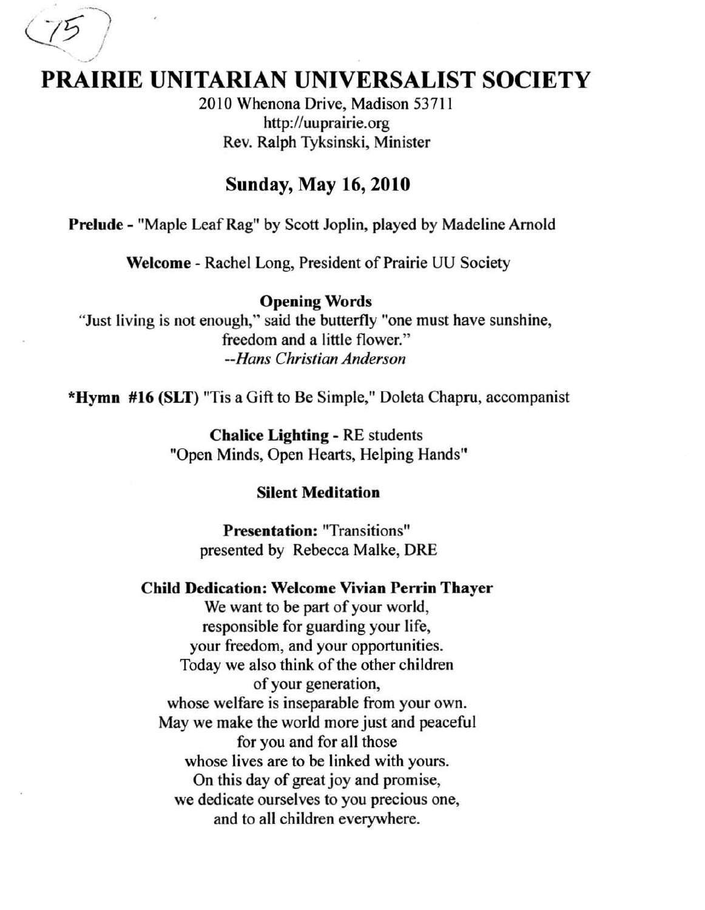(75)

# PRAIRIE UNITARIAN UNIVERSALIST SOCIETY

2010 Whenona Drive, Madison 53711
http://uuprairie.org
Rev. Ralph Tyksinski, Minister

## Sunday, May 16, 2010

**Prelude** - "Maple Leaf Rag" by Scott Joplin, played by Madeline Arnold

**Welcome** - Rachel Long, President of Prairie UU Society

**Opening Words**

"Just living is not enough," said the butterfly "one must have sunshine, freedom and a little flower."
--*Hans Christian Anderson*

***Hymn #16 (SLT)** "Tis a Gift to Be Simple," Doleta Chapru, accompanist

**Chalice Lighting** - RE students
"Open Minds, Open Hearts, Helping Hands"

**Silent Meditation**

**Presentation:** "Transitions"
presented by Rebecca Malke, DRE

**Child Dedication: Welcome Vivian Perrin Thayer**

We want to be part of your world,
responsible for guarding your life,
your freedom, and your opportunities.
Today we also think of the other children
of your generation,
whose welfare is inseparable from your own.
May we make the world more just and peaceful
for you and for all those
whose lives are to be linked with yours.
On this day of great joy and promise,
we dedicate ourselves to you precious one,
and to all children everywhere.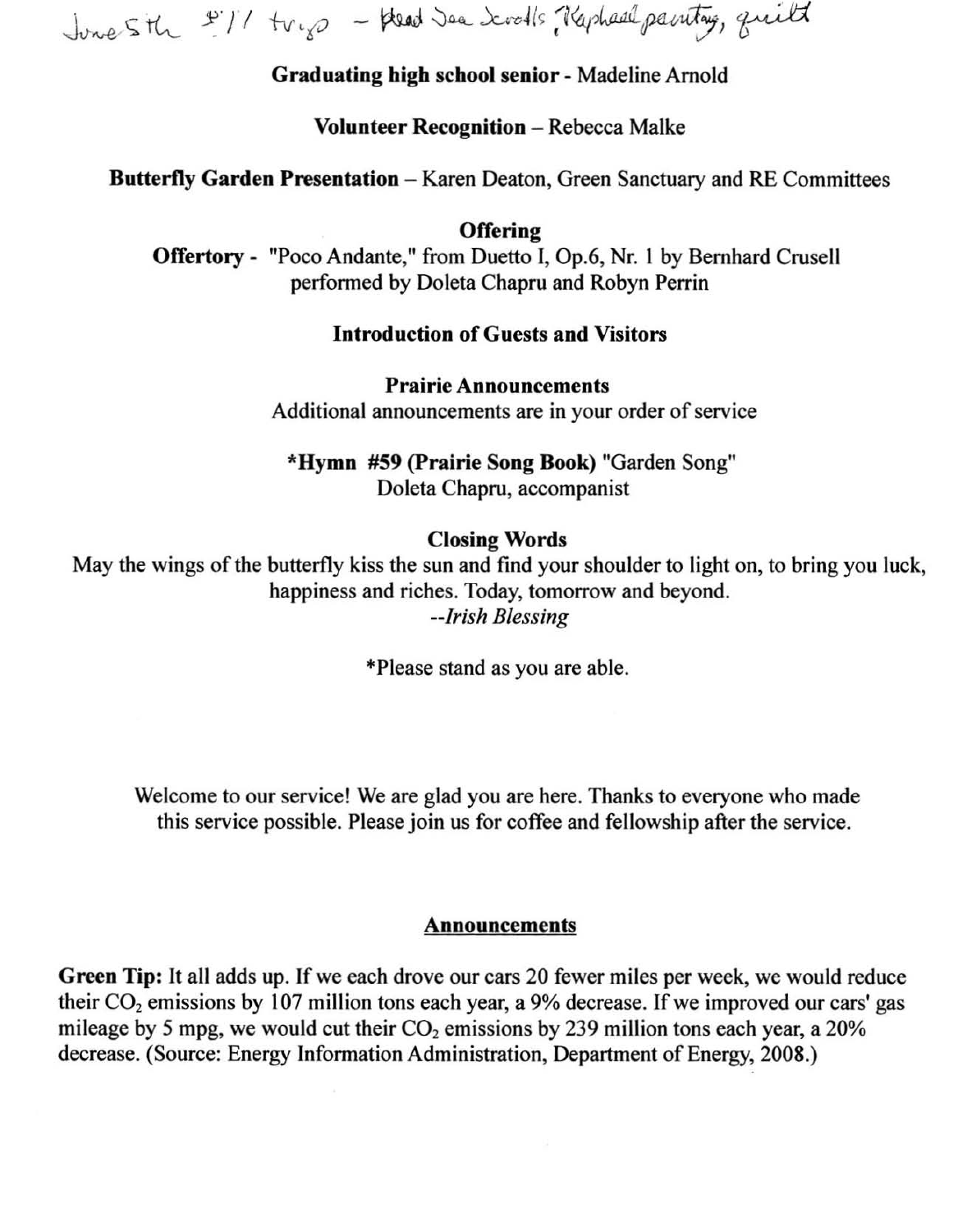June 5th 9/11 trip – Dead Sea Scrolls, Raphael painting, quilt

**Graduating high school senior** - Madeline Arnold

**Volunteer Recognition** – Rebecca Malke

**Butterfly Garden Presentation** – Karen Deaton, Green Sanctuary and RE Committees

**Offering**

**Offertory** - "Poco Andante," from Duetto I, Op.6, Nr. 1 by Bernhard Crusell performed by Doleta Chapru and Robyn Perrin

**Introduction of Guests and Visitors**

**Prairie Announcements**

Additional announcements are in your order of service

**\*Hymn #59 (Prairie Song Book)** "Garden Song"
Doleta Chapru, accompanist

**Closing Words**

May the wings of the butterfly kiss the sun and find your shoulder to light on, to bring you luck, happiness and riches. Today, tomorrow and beyond.
--*Irish Blessing*

\*Please stand as you are able.

Welcome to our service! We are glad you are here. Thanks to everyone who made this service possible. Please join us for coffee and fellowship after the service.

## Announcements

**Green Tip:** It all adds up. If we each drove our cars 20 fewer miles per week, we would reduce their $CO_2$ emissions by 107 million tons each year, a 9% decrease. If we improved our cars' gas mileage by 5 mpg, we would cut their $CO_2$ emissions by 239 million tons each year, a 20% decrease. (Source: Energy Information Administration, Department of Energy, 2008.)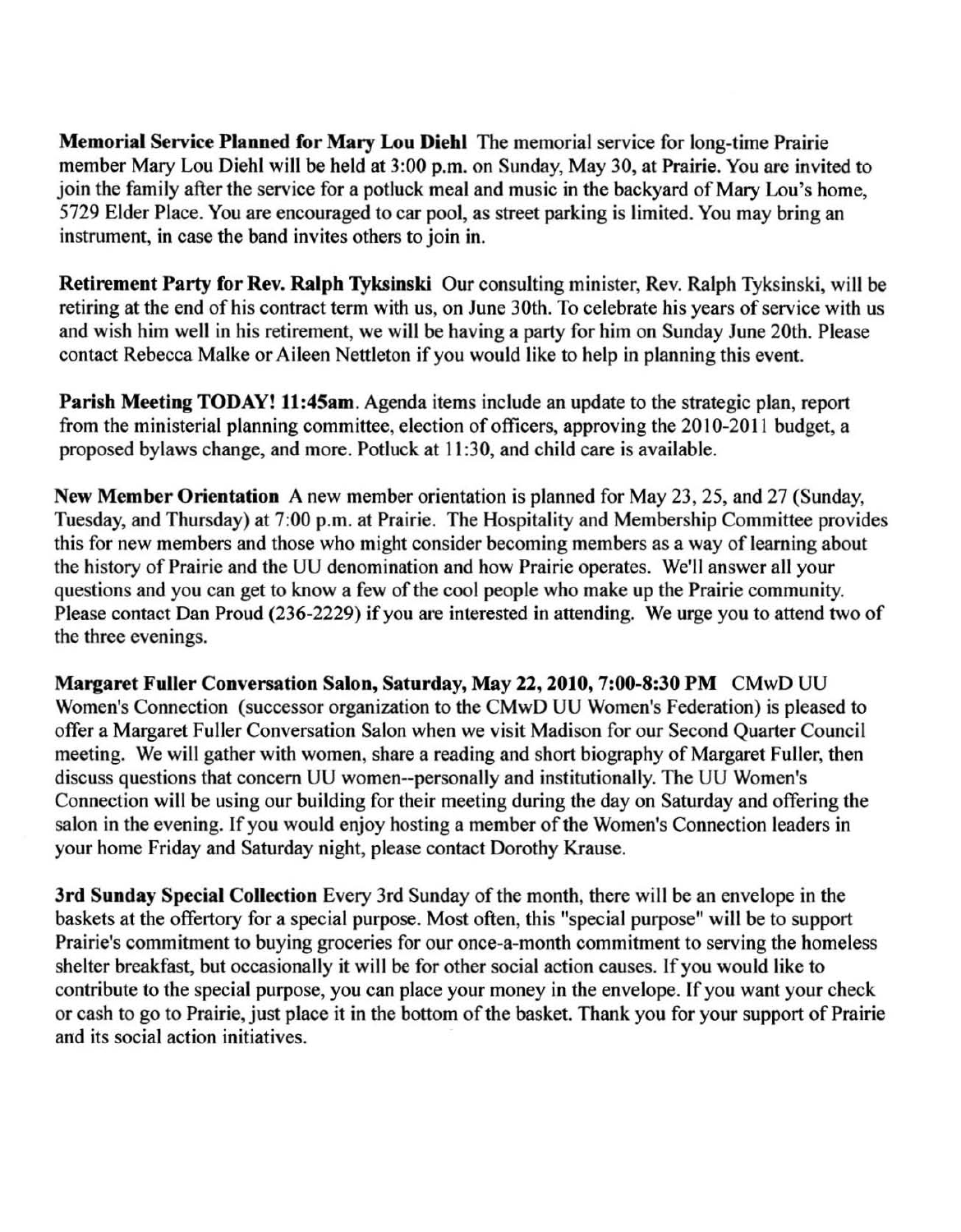**Memorial Service Planned for Mary Lou Diehl** The memorial service for long-time Prairie member Mary Lou Diehl will be held at 3:00 p.m. on Sunday, May 30, at Prairie. You are invited to join the family after the service for a potluck meal and music in the backyard of Mary Lou's home, 5729 Elder Place. You are encouraged to car pool, as street parking is limited. You may bring an instrument, in case the band invites others to join in.

**Retirement Party for Rev. Ralph Tyksinski** Our consulting minister, Rev. Ralph Tyksinski, will be retiring at the end of his contract term with us, on June 30th. To celebrate his years of service with us and wish him well in his retirement, we will be having a party for him on Sunday June 20th. Please contact Rebecca Malke or Aileen Nettleton if you would like to help in planning this event.

**Parish Meeting TODAY! 11:45am**. Agenda items include an update to the strategic plan, report from the ministerial planning committee, election of officers, approving the 2010-2011 budget, a proposed bylaws change, and more. Potluck at 11:30, and child care is available.

**New Member Orientation** A new member orientation is planned for May 23, 25, and 27 (Sunday, Tuesday, and Thursday) at 7:00 p.m. at Prairie. The Hospitality and Membership Committee provides this for new members and those who might consider becoming members as a way of learning about the history of Prairie and the UU denomination and how Prairie operates. We'll answer all your questions and you can get to know a few of the cool people who make up the Prairie community. Please contact Dan Proud (236-2229) if you are interested in attending. We urge you to attend two of the three evenings.

**Margaret Fuller Conversation Salon, Saturday, May 22, 2010, 7:00-8:30 PM** CMwD UU Women's Connection (successor organization to the CMwD UU Women's Federation) is pleased to offer a Margaret Fuller Conversation Salon when we visit Madison for our Second Quarter Council meeting. We will gather with women, share a reading and short biography of Margaret Fuller, then discuss questions that concern UU women--personally and institutionally. The UU Women's Connection will be using our building for their meeting during the day on Saturday and offering the salon in the evening. If you would enjoy hosting a member of the Women's Connection leaders in your home Friday and Saturday night, please contact Dorothy Krause.

**3rd Sunday Special Collection** Every 3rd Sunday of the month, there will be an envelope in the baskets at the offertory for a special purpose. Most often, this "special purpose" will be to support Prairie's commitment to buying groceries for our once-a-month commitment to serving the homeless shelter breakfast, but occasionally it will be for other social action causes. If you would like to contribute to the special purpose, you can place your money in the envelope. If you want your check or cash to go to Prairie, just place it in the bottom of the basket. Thank you for your support of Prairie and its social action initiatives.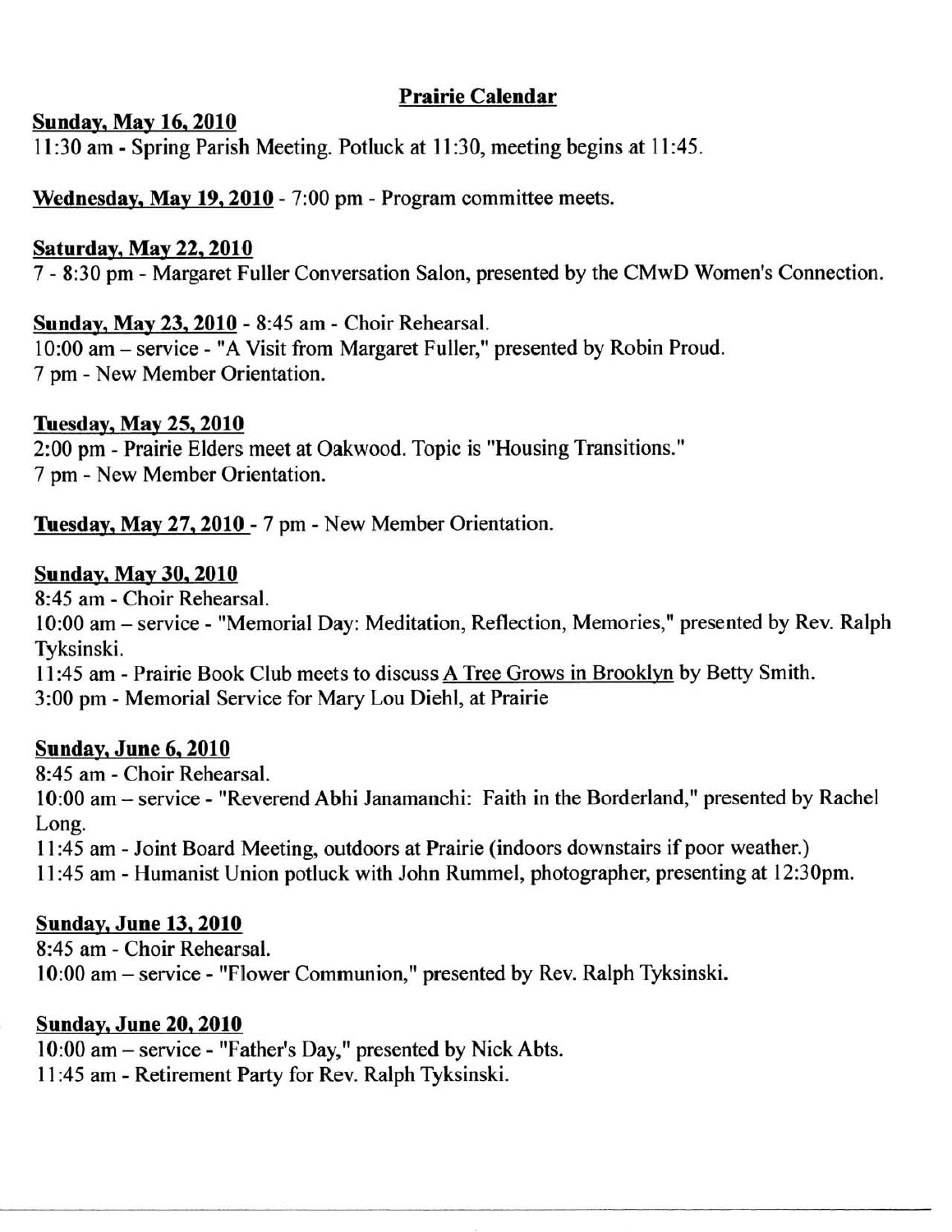## Prairie Calendar

**Sunday, May 16, 2010**

11:30 am - Spring Parish Meeting. Potluck at 11:30, meeting begins at 11:45.

**Wednesday, May 19, 2010** - 7:00 pm - Program committee meets.

**Saturday, May 22, 2010**

7 - 8:30 pm - Margaret Fuller Conversation Salon, presented by the CMwD Women's Connection.

**Sunday, May 23, 2010** - 8:45 am - Choir Rehearsal.

10:00 am – service - "A Visit from Margaret Fuller," presented by Robin Proud.

7 pm - New Member Orientation.

**Tuesday, May 25, 2010**

2:00 pm - Prairie Elders meet at Oakwood. Topic is "Housing Transitions."

7 pm - New Member Orientation.

**Tuesday, May 27, 2010** - 7 pm - New Member Orientation.

**Sunday, May 30, 2010**

8:45 am - Choir Rehearsal.

10:00 am – service - "Memorial Day: Meditation, Reflection, Memories," presented by Rev. Ralph Tyksinski.

11:45 am - Prairie Book Club meets to discuss A Tree Grows in Brooklyn by Betty Smith.

3:00 pm - Memorial Service for Mary Lou Diehl, at Prairie

**Sunday, June 6, 2010**

8:45 am - Choir Rehearsal.

10:00 am – service - "Reverend Abhi Janamanchi: Faith in the Borderland," presented by Rachel Long.

11:45 am - Joint Board Meeting, outdoors at Prairie (indoors downstairs if poor weather.)

11:45 am - Humanist Union potluck with John Rummel, photographer, presenting at 12:30pm.

**Sunday, June 13, 2010**

8:45 am - Choir Rehearsal.

10:00 am – service - "Flower Communion," presented by Rev. Ralph Tyksinski.

**Sunday, June 20, 2010**

10:00 am – service - "Father's Day," presented by Nick Abts.

11:45 am - Retirement Party for Rev. Ralph Tyksinski.